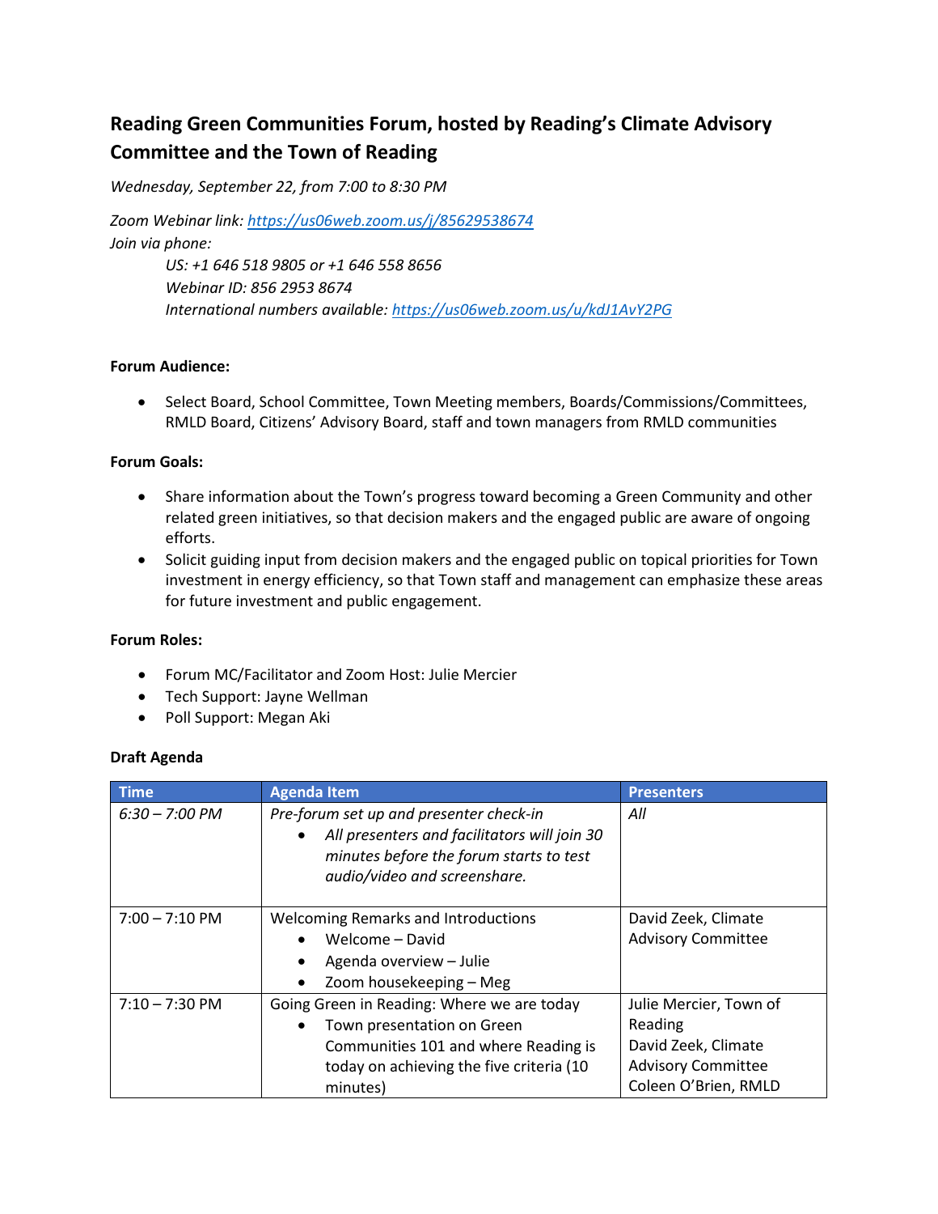# Reading Green Communities Forum, hosted by Reading's Climate Advisory Committee and the Town of Reading

*Wednesday, September 22, from 7:00 to 8:30 PM*

*Zoom Webinar link: [https://us06web.zoom.us/j/85629538674](https://us06web.zoom.us/j/85629538674)*
*Join via phone:*

> *US: +1 646 518 9805 or +1 646 558 8656*
> *Webinar ID: 856 2953 8674*
> *International numbers available: [https://us06web.zoom.us/u/kdJ1AvY2PG](https://us06web.zoom.us/u/kdJ1AvY2PG)*

**Forum Audience:**

- Select Board, School Committee, Town Meeting members, Boards/Commissions/Committees, RMLD Board, Citizens' Advisory Board, staff and town managers from RMLD communities

**Forum Goals:**

- Share information about the Town's progress toward becoming a Green Community and other related green initiatives, so that decision makers and the engaged public are aware of ongoing efforts.
- Solicit guiding input from decision makers and the engaged public on topical priorities for Town investment in energy efficiency, so that Town staff and management can emphasize these areas for future investment and public engagement.

**Forum Roles:**

- Forum MC/Facilitator and Zoom Host: Julie Mercier
- Tech Support: Jayne Wellman
- Poll Support: Megan Aki

**Draft Agenda**

| Time | Agenda Item | Presenters |
| --- | --- | --- |
| *6:30 – 7:00 PM* | *Pre-forum set up and presenter check-in*<br>• *All presenters and facilitators will join 30 minutes before the forum starts to test audio/video and screenshare.* | *All* |
| 7:00 – 7:10 PM | Welcoming Remarks and Introductions<br>• Welcome – David<br>• Agenda overview – Julie<br>• Zoom housekeeping – Meg | David Zeek, Climate Advisory Committee |
| 7:10 – 7:30 PM | Going Green in Reading: Where we are today<br>• Town presentation on Green Communities 101 and where Reading is today on achieving the five criteria (10 minutes) | Julie Mercier, Town of Reading<br>David Zeek, Climate Advisory Committee<br>Coleen O'Brien, RMLD |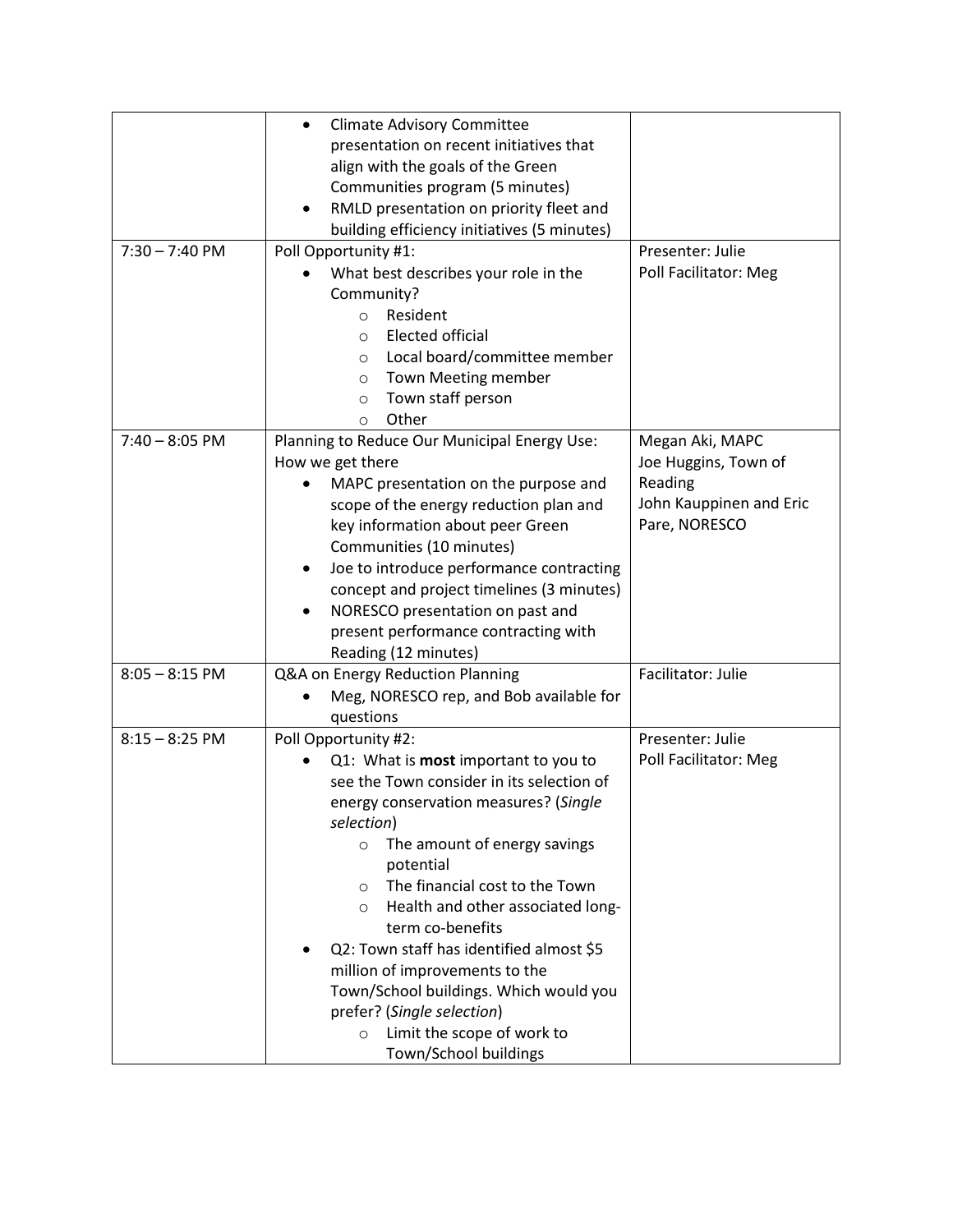| | | |
|---|---|---|
| | • Climate Advisory Committee presentation on recent initiatives that align with the goals of the Green Communities program (5 minutes)<br>• RMLD presentation on priority fleet and building efficiency initiatives (5 minutes) | |
| 7:30 – 7:40 PM | Poll Opportunity #1:<br>• What best describes your role in the Community?<br>&nbsp;&nbsp;&nbsp;&nbsp;○ Resident<br>&nbsp;&nbsp;&nbsp;&nbsp;○ Elected official<br>&nbsp;&nbsp;&nbsp;&nbsp;○ Local board/committee member<br>&nbsp;&nbsp;&nbsp;&nbsp;○ Town Meeting member<br>&nbsp;&nbsp;&nbsp;&nbsp;○ Town staff person<br>&nbsp;&nbsp;&nbsp;&nbsp;○ Other | Presenter: Julie<br>Poll Facilitator: Meg |
| 7:40 – 8:05 PM | Planning to Reduce Our Municipal Energy Use: How we get there<br>• MAPC presentation on the purpose and scope of the energy reduction plan and key information about peer Green Communities (10 minutes)<br>• Joe to introduce performance contracting concept and project timelines (3 minutes)<br>• NORESCO presentation on past and present performance contracting with Reading (12 minutes) | Megan Aki, MAPC<br>Joe Huggins, Town of Reading<br>John Kauppinen and Eric Pare, NORESCO |
| 8:05 – 8:15 PM | Q&A on Energy Reduction Planning<br>• Meg, NORESCO rep, and Bob available for questions | Facilitator: Julie |
| 8:15 – 8:25 PM | Poll Opportunity #2:<br>• Q1: What is **most** important to you to see the Town consider in its selection of energy conservation measures? (*Single selection*)<br>&nbsp;&nbsp;&nbsp;&nbsp;○ The amount of energy savings potential<br>&nbsp;&nbsp;&nbsp;&nbsp;○ The financial cost to the Town<br>&nbsp;&nbsp;&nbsp;&nbsp;○ Health and other associated long-term co-benefits<br>• Q2: Town staff has identified almost $5 million of improvements to the Town/School buildings. Which would you prefer? (*Single selection*)<br>&nbsp;&nbsp;&nbsp;&nbsp;○ Limit the scope of work to Town/School buildings | Presenter: Julie<br>Poll Facilitator: Meg |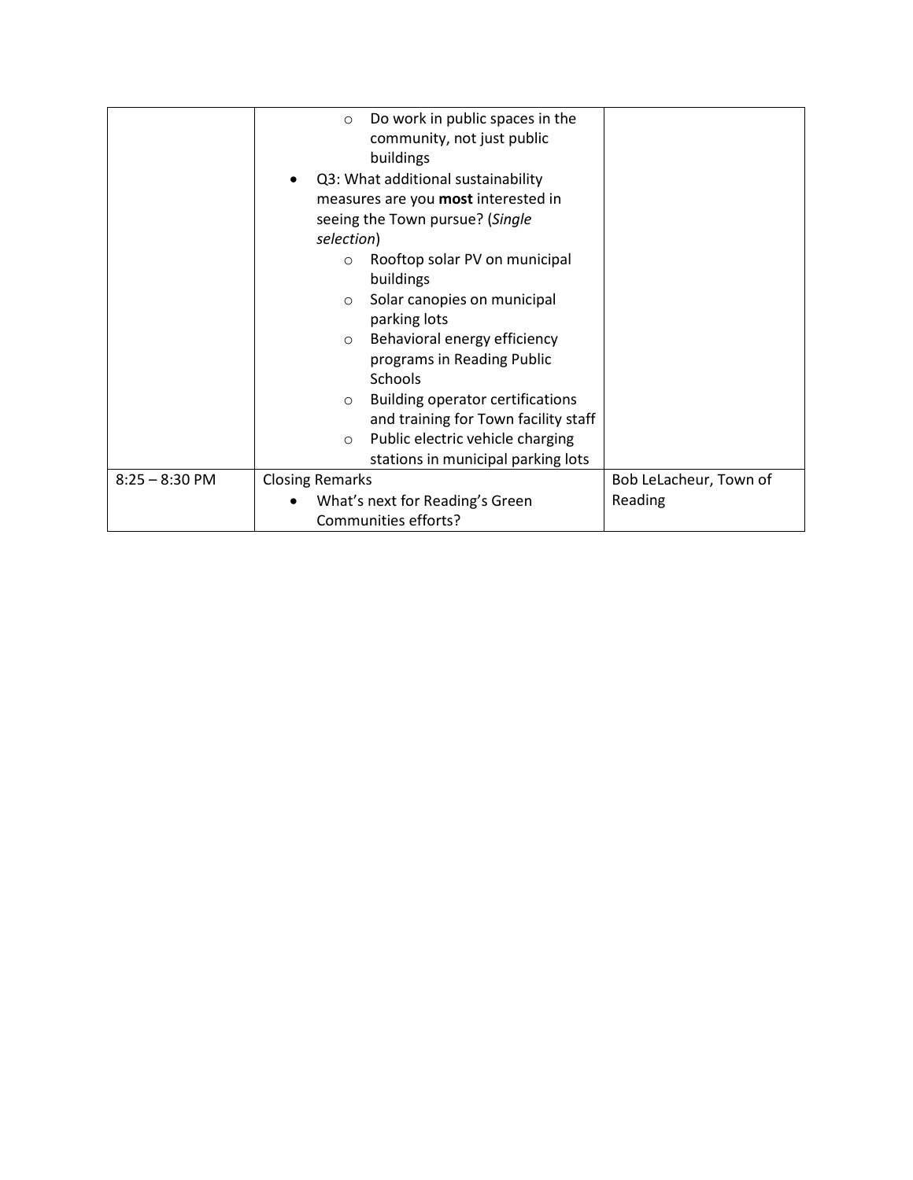| | | |
|---|---|---|
| | ○ Do work in public spaces in the community, not just public buildings<br>• Q3: What additional sustainability measures are you **most** interested in seeing the Town pursue? (*Single selection*)<br>○ Rooftop solar PV on municipal buildings<br>○ Solar canopies on municipal parking lots<br>○ Behavioral energy efficiency programs in Reading Public Schools<br>○ Building operator certifications and training for Town facility staff<br>○ Public electric vehicle charging stations in municipal parking lots | |
| 8:25 – 8:30 PM | Closing Remarks<br>• What's next for Reading's Green Communities efforts? | Bob LeLacheur, Town of Reading |